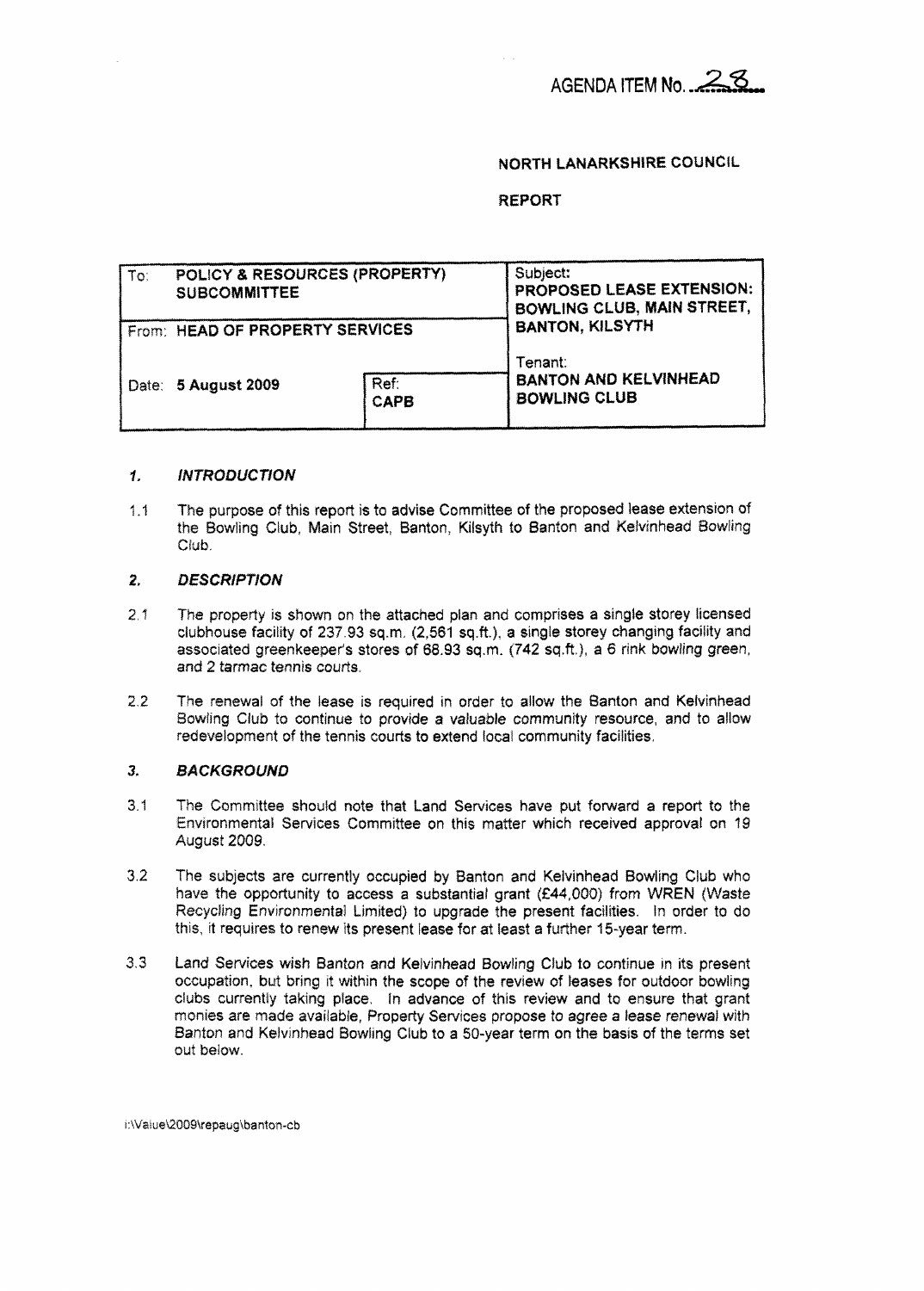AGENDA ITEM No. 28

**NORTH LANARKSHIRE COUNCIL**

**REPORT**

| To: **POLICY & RESOURCES (PROPERTY) SUBCOMMITTEE** | | Subject: **PROPOSED LEASE EXTENSION: BOWLING CLUB, MAIN STREET, BANTON, KILSYTH** |
|---|---|---|
| From: **HEAD OF PROPERTY SERVICES** | | Tenant: **BANTON AND KELVINHEAD BOWLING CLUB** |
| Date: **5 August 2009** | Ref: **CAPB** | |

## 1. *INTRODUCTION*

1.1 The purpose of this report is to advise Committee of the proposed lease extension of the Bowling Club, Main Street, Banton, Kilsyth to Banton and Kelvinhead Bowling Club.

## 2. *DESCRIPTION*

2.1 The property is shown on the attached plan and comprises a single storey licensed clubhouse facility of 237.93 sq.m. (2,561 sq.ft.), a single storey changing facility and associated greenkeeper's stores of 68.93 sq.m. (742 sq.ft.), a 6 rink bowling green, and 2 tarmac tennis courts.

2.2 The renewal of the lease is required in order to allow the Banton and Kelvinhead Bowling Club to continue to provide a valuable community resource, and to allow redevelopment of the tennis courts to extend local community facilities.

## 3. *BACKGROUND*

3.1 The Committee should note that Land Services have put forward a report to the Environmental Services Committee on this matter which received approval on 19 August 2009.

3.2 The subjects are currently occupied by Banton and Kelvinhead Bowling Club who have the opportunity to access a substantial grant (£44,000) from WREN (Waste Recycling Environmental Limited) to upgrade the present facilities. In order to do this, it requires to renew its present lease for at least a further 15-year term.

3.3 Land Services wish Banton and Kelvinhead Bowling Club to continue in its present occupation, but bring it within the scope of the review of leases for outdoor bowling clubs currently taking place. In advance of this review and to ensure that grant monies are made available, Property Services propose to agree a lease renewal with Banton and Kelvinhead Bowling Club to a 50-year term on the basis of the terms set out below.

i:\Value\2009\repaug\banton-cb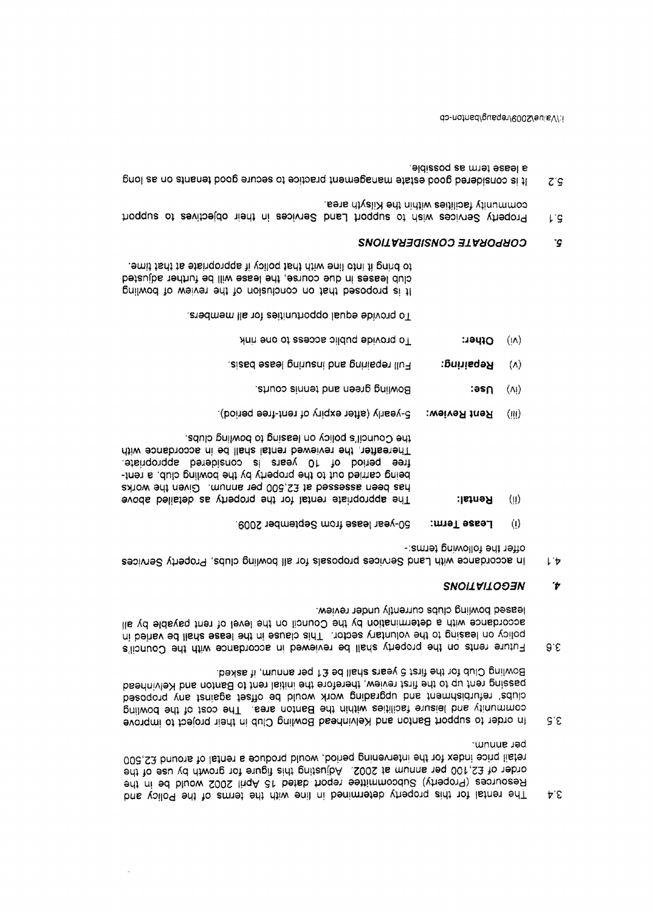3.4 The rental for this property determined in line with the terms of the Policy and Resources (Property) Subcommittee report dated 15 April 2002 would be in the order of £2,100 per annum at 2002. Adjusting this figure for growth by use of the retail price index for the intervening period, would produce a rental of around £2,500 per annum.

3.5 In order to support Banton and Kelvinhead Bowling Club in their project to improve community and leisure facilities within the Banton area. The cost of the bowling clubs' refurbishment and upgrading work would be offset against any proposed passing rent up to the first review, therefore the initial rent to Banton and Kelvinhead Bowling Club for the first 5 years shall be £1 per annum, if asked.

3.6 Future rents on the property shall be reviewed in accordance with the Council's policy on leasing to the voluntary sector. This clause in the lease shall be varied in accordance with a determination by the Council on the level of rent payable by all leased bowling clubs currently under review.

## 4. *NEGOTIATIONS*

4.1 In accordance with Land Services proposals for all bowling clubs, Property Services offer the following terms:-

(i) **Lease Term:** 50-year lease from September 2009.

(ii) **Rental:** The appropriate rental for the property as detailed above has been assessed at £2,500 per annum. Given the works being carried out to the property by the bowling club, a rent-free period of 10 years is considered appropriate. Thereafter, the reviewed rental shall be in accordance with the Council's policy on leasing to bowling clubs.

(iii) **Rent Review:** 5-yearly (after expiry of rent-free period).

(iv) **Use:** Bowling green and tennis courts.

(v) **Repairing:** Full repairing and insuring lease basis.

(vi) **Other:** To provide public access to one rink

To provide equal opportunities for all members.

It is proposed that on conclusion of the review of bowling club leases in due course, the lease will be further adjusted to bring it into line with that policy if appropriate at that time.

## 5. *CORPORATE CONSIDERATIONS*

5.1 Property Services wish to support Land Services in their objectives to support community facilities within the Kilsyth area.

5.2 It is considered good estate management practice to secure good tenants on as long a lease term as possible.

i:\Value\2009\repaug\banton-cb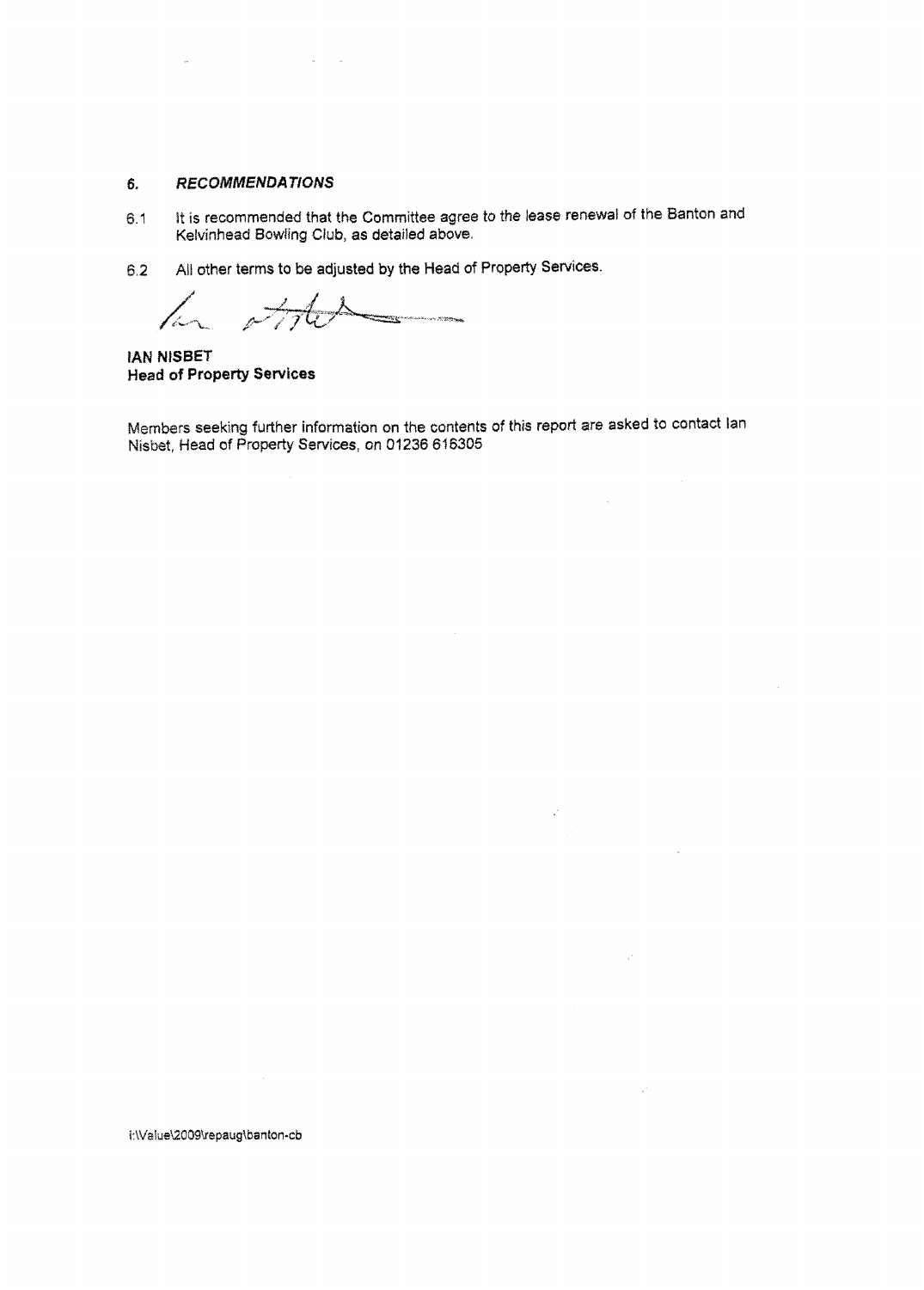## 6. *RECOMMENDATIONS*

6.1 It is recommended that the Committee agree to the lease renewal of the Banton and Kelvinhead Bowling Club, as detailed above.

6.2 All other terms to be adjusted by the Head of Property Services.

**IAN NISBET**
**Head of Property Services**

Members seeking further information on the contents of this report are asked to contact Ian Nisbet, Head of Property Services, on 01236 616305

i:\Value\2009\repaug\banton-cb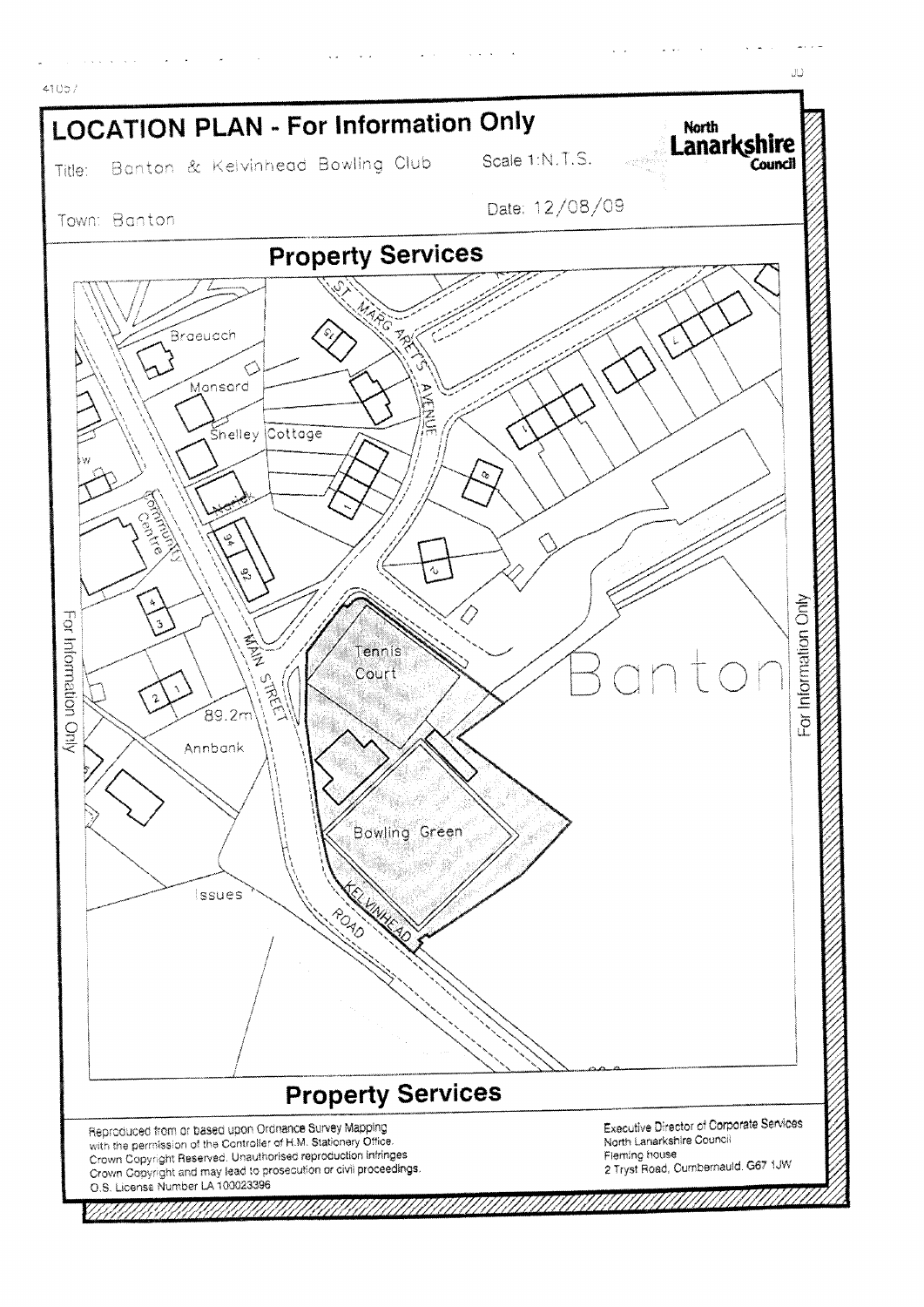# LOCATION PLAN - For Information Only

**North Lanarkshire Council**

Title: Banton & Kelvinhead Bowling Club

Scale 1:N.T.S.

Town: Banton

Date: 12/08/09

## Property Services

Braeucch

Monsard

Shelley Cottage

St. Margaret's Avenue

Community Centre

Main Street

Tennis Court

Bowling Green

Kelvinhead Road

Banton

89.2m

Annbank

Issues

For Information Only

## Property Services

Reproduced from or based upon Ordnance Survey Mapping with the permission of the Controller of H.M. Stationery Office. Crown Copyright Reserved. Unauthorised reproduction infringes Crown Copyright and may lead to prosecution or civil proceedings. O.S. License Number LA 100023396

Executive Director of Corporate Services
North Lanarkshire Council
Fleming house
2 Tryst Road, Cumbernauld. G67 1JW